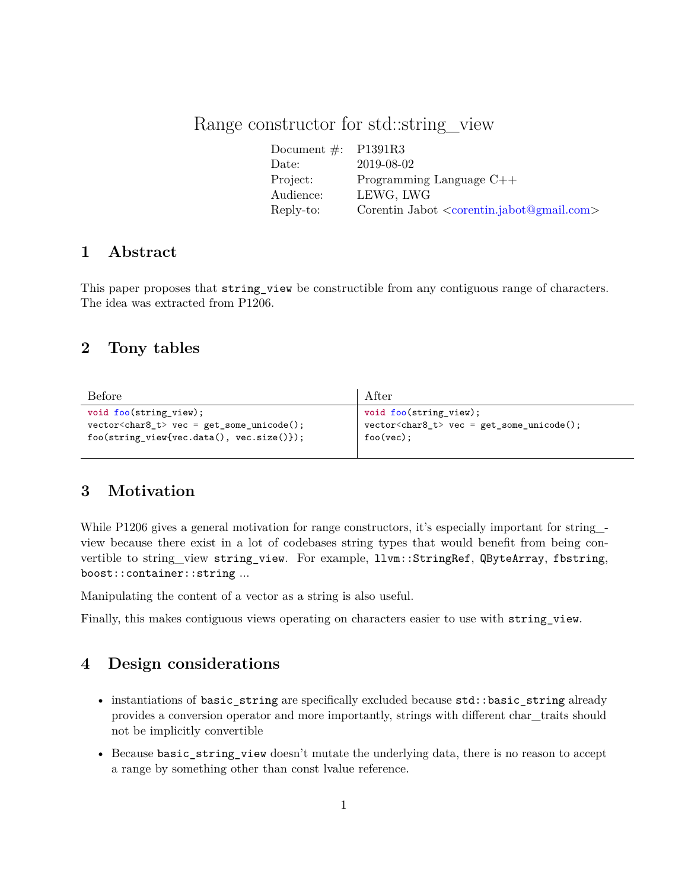# Range constructor for std::string_view

| | |
|---|---|
| Document #: | P1391R3 |
| Date: | 2019-08-02 |
| Project: | Programming Language C++ |
| Audience: | LEWG, LWG |
| Reply-to: | Corentin Jabot <corentin.jabot@gmail.com> |

## 1 Abstract

This paper proposes that `string_view` be constructible from any contiguous range of characters. The idea was extracted from P1206.

## 2 Tony tables

| Before | After |
|---|---|
| `void foo(string_view);`<br>`vector<char8_t> vec = get_some_unicode();`<br>`foo(string_view{vec.data(), vec.size()});` | `void foo(string_view);`<br>`vector<char8_t> vec = get_some_unicode();`<br>`foo(vec);` |

## 3 Motivation

While P1206 gives a general motivation for range constructors, it's especially important for string_view because there exist in a lot of codebases string types that would benefit from being convertible to string_view `string_view`. For example, `llvm::StringRef`, `QByteArray`, `fbstring`, `boost::container::string` ...

Manipulating the content of a vector as a string is also useful.

Finally, this makes contiguous views operating on characters easier to use with `string_view`.

## 4 Design considerations

- instantiations of `basic_string` are specifically excluded because `std::basic_string` already provides a conversion operator and more importantly, strings with different char_traits should not be implicitly convertible
- Because `basic_string_view` doesn't mutate the underlying data, there is no reason to accept a range by something other than const lvalue reference.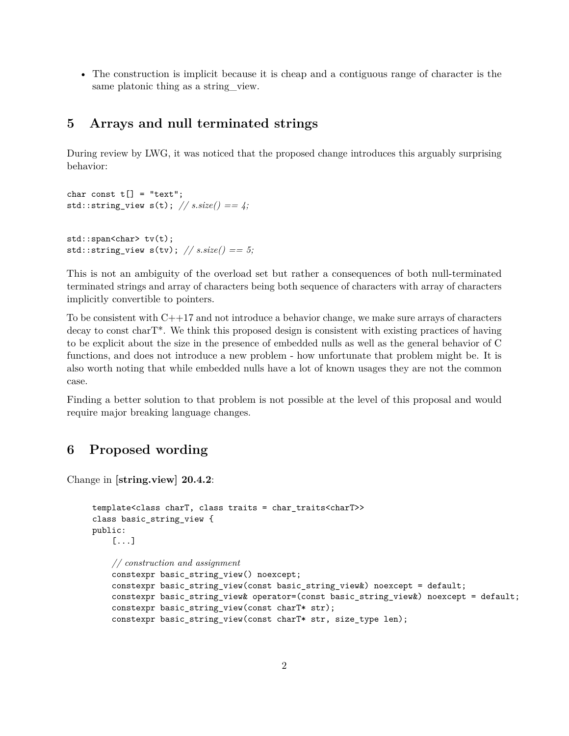- The construction is implicit because it is cheap and a contiguous range of character is the same platonic thing as a string_view.

## 5 Arrays and null terminated strings

During review by LWG, it was noticed that the proposed change introduces this arguably surprising behavior:

```
char const t[] = "text";
std::string_view s(t); // s.size() == 4;


std::span<char> tv(t);
std::string_view s(tv); // s.size() == 5;
```

This is not an ambiguity of the overload set but rather a consequences of both null-terminated terminated strings and array of characters being both sequence of characters with array of characters implicitly convertible to pointers.

To be consistent with C++17 and not introduce a behavior change, we make sure arrays of characters decay to const charT*. We think this proposed design is consistent with existing practices of having to be explicit about the size in the presence of embedded nulls as well as the general behavior of C functions, and does not introduce a new problem - how unfortunate that problem might be. It is also worth noting that while embedded nulls have a lot of known usages they are not the common case.

Finding a better solution to that problem is not possible at the level of this proposal and would require major breaking language changes.

## 6 Proposed wording

Change in **[string.view] 20.4.2**:

```
template<class charT, class traits = char_traits<charT>>
class basic_string_view {
public:
    [...]

    // construction and assignment
    constexpr basic_string_view() noexcept;
    constexpr basic_string_view(const basic_string_view&) noexcept = default;
    constexpr basic_string_view& operator=(const basic_string_view&) noexcept = default;
    constexpr basic_string_view(const charT* str);
    constexpr basic_string_view(const charT* str, size_type len);
```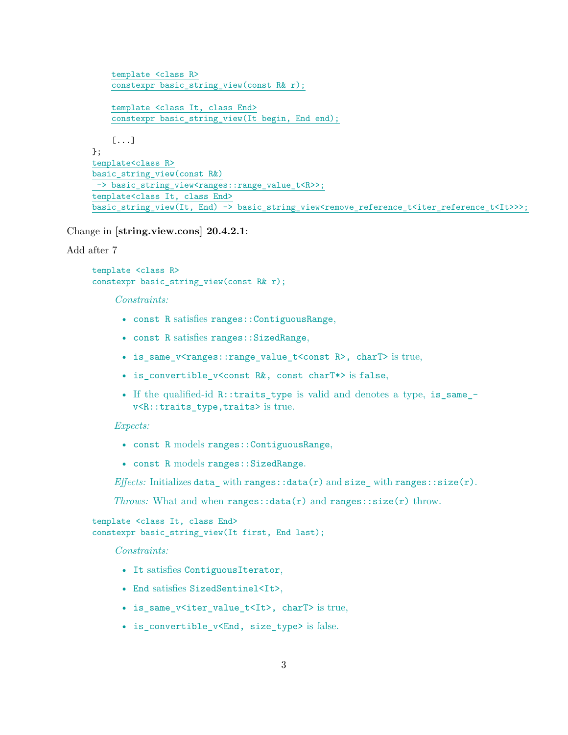```
    template <class R>
    constexpr basic_string_view(const R& r);

    template <class It, class End>
    constexpr basic_string_view(It begin, End end);

    [...]
};
template<class R>
basic_string_view(const R&)
 -> basic_string_view<ranges::range_value_t<R>>;
template<class It, class End>
basic_string_view(It, End) -> basic_string_view<remove_reference_t<iter_reference_t<It>>>;
```

Change in **[string.view.cons] 20.4.2.1**:

Add after 7

```
template <class R>
constexpr basic_string_view(const R& r);
```

*Constraints:*

- `const R` satisfies `ranges::ContiguousRange`,
- `const R` satisfies `ranges::SizedRange`,
- `is_same_v<ranges::range_value_t<const R>, charT>` is true,
- `is_convertible_v<const R&, const charT*>` is `false`,
- If the qualified-id `R::traits_type` is valid and denotes a type, `is_same_v<R::traits_type,traits>` is true.

*Expects:*

- `const R` models `ranges::ContiguousRange`,
- `const R` models `ranges::SizedRange`.

*Effects:* Initializes `data_` with `ranges::data(r)` and `size_` with `ranges::size(r)`.

*Throws:* What and when `ranges::data(r)` and `ranges::size(r)` throw.

```
template <class It, class End>
constexpr basic_string_view(It first, End last);
```

*Constraints:*

- `It` satisfies `ContiguousIterator`,
- `End` satisfies `SizedSentinel<It>`,
- `is_same_v<iter_value_t<It>, charT>` is true,
- `is_convertible_v<End, size_type>` is false.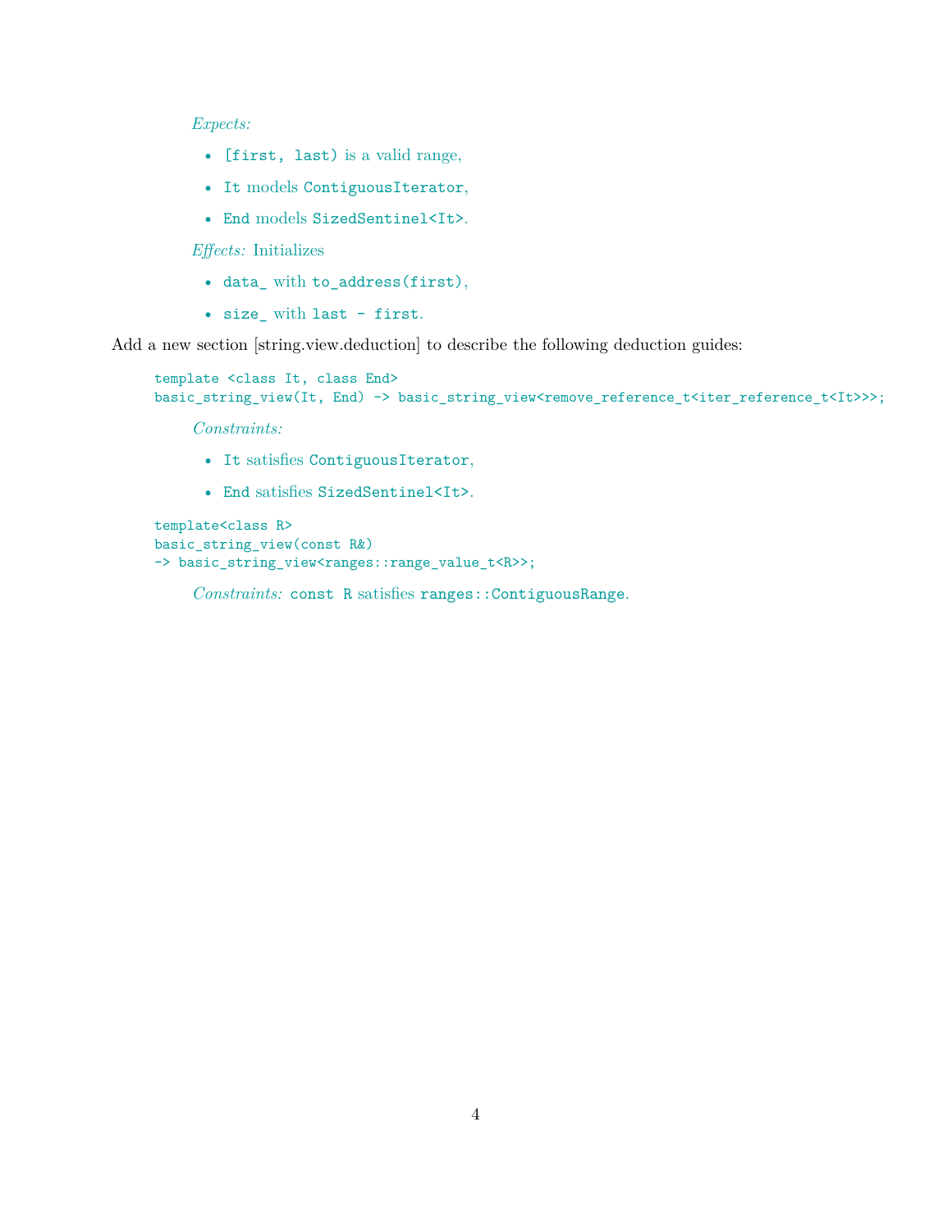*Expects:*

- `[first, last)` is a valid range,
- `It` models `ContiguousIterator`,
- `End` models `SizedSentinel<It>`.

*Effects:* Initializes

- `data_` with `to_address(first)`,
- `size_` with `last - first`.

Add a new section [string.view.deduction] to describe the following deduction guides:

```
template <class It, class End>
basic_string_view(It, End) -> basic_string_view<remove_reference_t<iter_reference_t<It>>>;
```

*Constraints:*

- `It` satisfies `ContiguousIterator`,
- `End` satisfies `SizedSentinel<It>`.

```
template<class R>
basic_string_view(const R&)
-> basic_string_view<ranges::range_value_t<R>>;
```

*Constraints:* `const R` satisfies `ranges::ContiguousRange`.